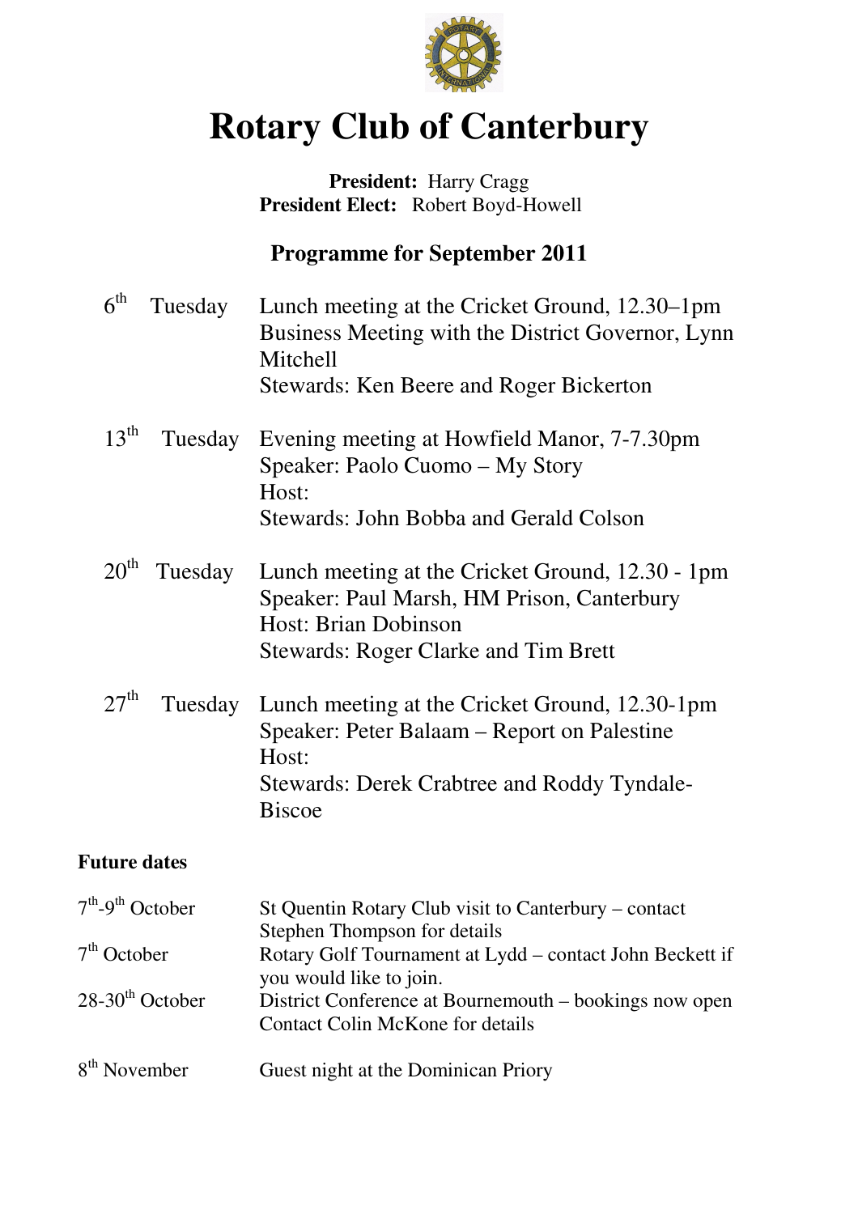# Rotary Club of Canterbury

**President:** Harry Cragg
**President Elect:** Robert Boyd-Howell

## Programme for September 2011

| | | |
|---|---|---|
| 6th | Tuesday | Lunch meeting at the Cricket Ground, 12.30–1pm<br>Business Meeting with the District Governor, Lynn Mitchell<br>Stewards: Ken Beere and Roger Bickerton |
| 13th | Tuesday | Evening meeting at Howfield Manor, 7-7.30pm<br>Speaker: Paolo Cuomo – My Story<br>Host:<br>Stewards: John Bobba and Gerald Colson |
| 20th | Tuesday | Lunch meeting at the Cricket Ground, 12.30 - 1pm<br>Speaker: Paul Marsh, HM Prison, Canterbury<br>Host: Brian Dobinson<br>Stewards: Roger Clarke and Tim Brett |
| 27th | Tuesday | Lunch meeting at the Cricket Ground, 12.30-1pm<br>Speaker: Peter Balaam – Report on Palestine<br>Host:<br>Stewards: Derek Crabtree and Roddy Tyndale-Biscoe |

**Future dates**

| | |
|---|---|
| 7th-9th October | St Quentin Rotary Club visit to Canterbury – contact Stephen Thompson for details |
| 7th October | Rotary Golf Tournament at Lydd – contact John Beckett if you would like to join. |
| 28-30th October | District Conference at Bournemouth – bookings now open Contact Colin McKone for details |
| 8th November | Guest night at the Dominican Priory |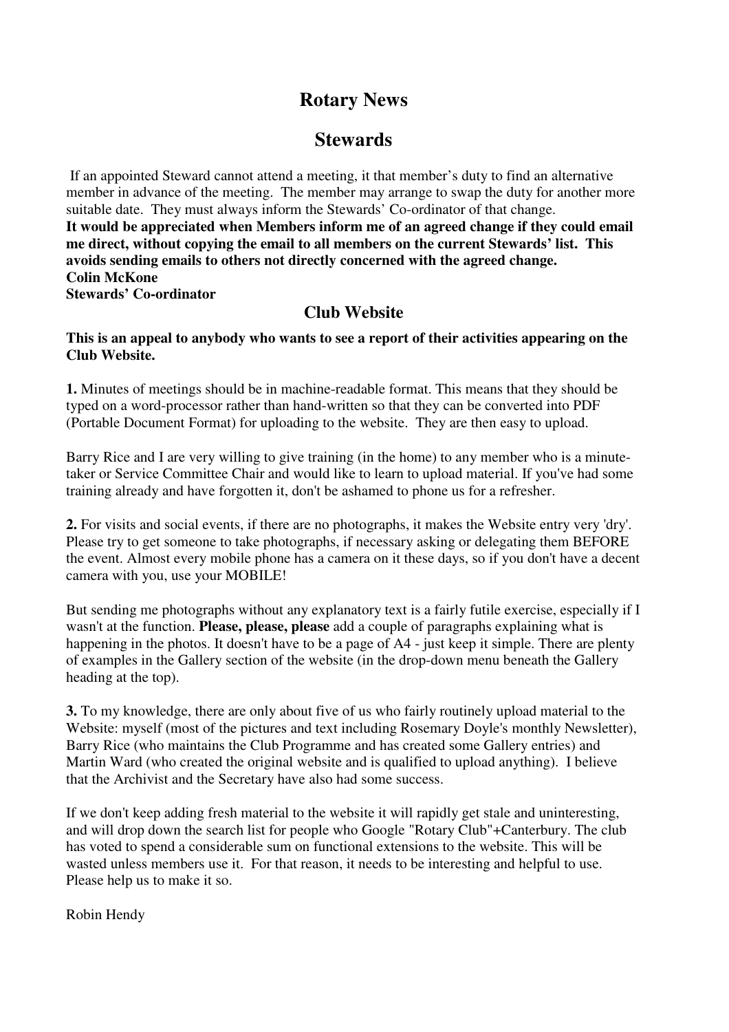# Rotary News

## Stewards

If an appointed Steward cannot attend a meeting, it that member's duty to find an alternative member in advance of the meeting. The member may arrange to swap the duty for another more suitable date. They must always inform the Stewards' Co-ordinator of that change.

**It would be appreciated when Members inform me of an agreed change if they could email me direct, without copying the email to all members on the current Stewards' list. This avoids sending emails to others not directly concerned with the agreed change.**

**Colin McKone**
**Stewards' Co-ordinator**

### Club Website

**This is an appeal to anybody who wants to see a report of their activities appearing on the Club Website.**

**1.** Minutes of meetings should be in machine-readable format. This means that they should be typed on a word-processor rather than hand-written so that they can be converted into PDF (Portable Document Format) for uploading to the website. They are then easy to upload.

Barry Rice and I are very willing to give training (in the home) to any member who is a minute-taker or Service Committee Chair and would like to learn to upload material. If you've had some training already and have forgotten it, don't be ashamed to phone us for a refresher.

**2.** For visits and social events, if there are no photographs, it makes the Website entry very 'dry'. Please try to get someone to take photographs, if necessary asking or delegating them BEFORE the event. Almost every mobile phone has a camera on it these days, so if you don't have a decent camera with you, use your MOBILE!

But sending me photographs without any explanatory text is a fairly futile exercise, especially if I wasn't at the function. **Please, please, please** add a couple of paragraphs explaining what is happening in the photos. It doesn't have to be a page of A4 - just keep it simple. There are plenty of examples in the Gallery section of the website (in the drop-down menu beneath the Gallery heading at the top).

**3.** To my knowledge, there are only about five of us who fairly routinely upload material to the Website: myself (most of the pictures and text including Rosemary Doyle's monthly Newsletter), Barry Rice (who maintains the Club Programme and has created some Gallery entries) and Martin Ward (who created the original website and is qualified to upload anything). I believe that the Archivist and the Secretary have also had some success.

If we don't keep adding fresh material to the website it will rapidly get stale and uninteresting, and will drop down the search list for people who Google "Rotary Club"+Canterbury. The club has voted to spend a considerable sum on functional extensions to the website. This will be wasted unless members use it. For that reason, it needs to be interesting and helpful to use. Please help us to make it so.

Robin Hendy